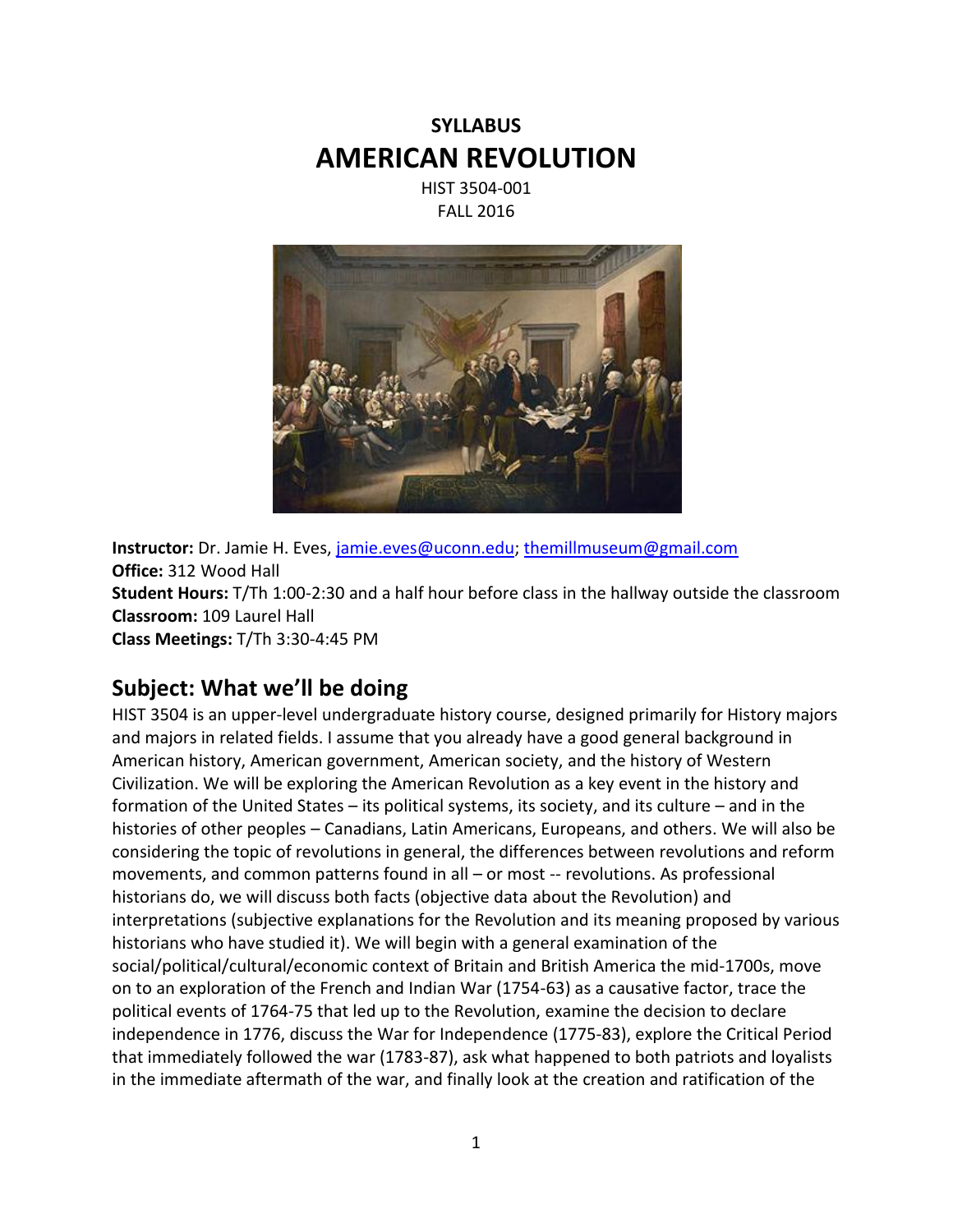# SYLLABUS
# AMERICAN REVOLUTION

HIST 3504-001
FALL 2016

**Instructor:** Dr. Jamie H. Eves, jamie.eves@uconn.edu; themillmuseum@gmail.com
**Office:** 312 Wood Hall
**Student Hours:** T/Th 1:00-2:30 and a half hour before class in the hallway outside the classroom
**Classroom:** 109 Laurel Hall
**Class Meetings:** T/Th 3:30-4:45 PM

## Subject: What we'll be doing

HIST 3504 is an upper-level undergraduate history course, designed primarily for History majors and majors in related fields. I assume that you already have a good general background in American history, American government, American society, and the history of Western Civilization. We will be exploring the American Revolution as a key event in the history and formation of the United States – its political systems, its society, and its culture – and in the histories of other peoples – Canadians, Latin Americans, Europeans, and others. We will also be considering the topic of revolutions in general, the differences between revolutions and reform movements, and common patterns found in all – or most -- revolutions. As professional historians do, we will discuss both facts (objective data about the Revolution) and interpretations (subjective explanations for the Revolution and its meaning proposed by various historians who have studied it). We will begin with a general examination of the social/political/cultural/economic context of Britain and British America the mid-1700s, move on to an exploration of the French and Indian War (1754-63) as a causative factor, trace the political events of 1764-75 that led up to the Revolution, examine the decision to declare independence in 1776, discuss the War for Independence (1775-83), explore the Critical Period that immediately followed the war (1783-87), ask what happened to both patriots and loyalists in the immediate aftermath of the war, and finally look at the creation and ratification of the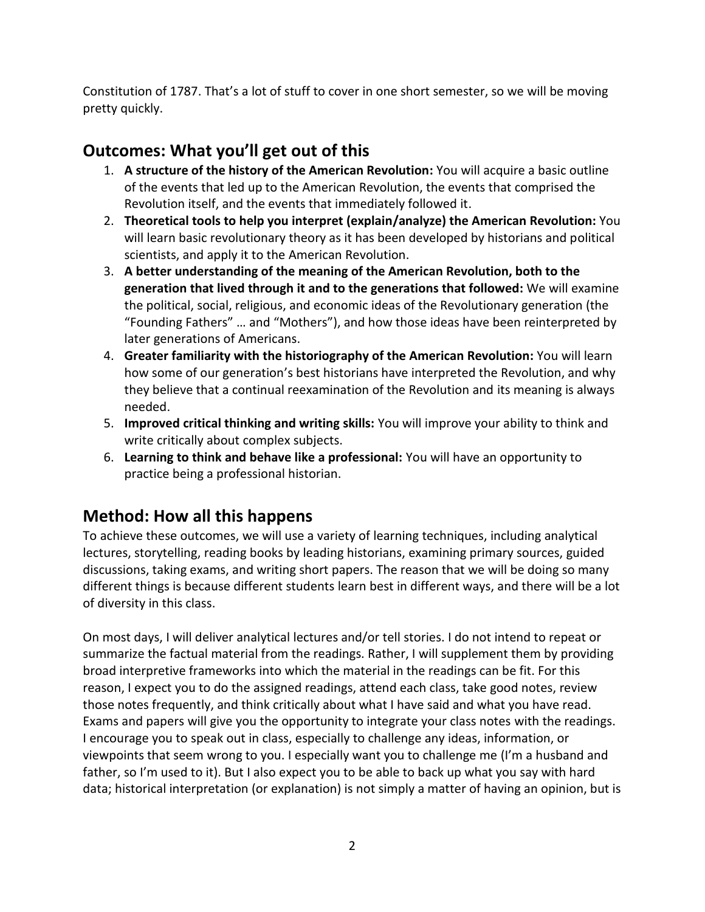Constitution of 1787. That's a lot of stuff to cover in one short semester, so we will be moving pretty quickly.

## Outcomes: What you'll get out of this

1. **A structure of the history of the American Revolution:** You will acquire a basic outline of the events that led up to the American Revolution, the events that comprised the Revolution itself, and the events that immediately followed it.
2. **Theoretical tools to help you interpret (explain/analyze) the American Revolution:** You will learn basic revolutionary theory as it has been developed by historians and political scientists, and apply it to the American Revolution.
3. **A better understanding of the meaning of the American Revolution, both to the generation that lived through it and to the generations that followed:** We will examine the political, social, religious, and economic ideas of the Revolutionary generation (the "Founding Fathers" … and "Mothers"), and how those ideas have been reinterpreted by later generations of Americans.
4. **Greater familiarity with the historiography of the American Revolution:** You will learn how some of our generation's best historians have interpreted the Revolution, and why they believe that a continual reexamination of the Revolution and its meaning is always needed.
5. **Improved critical thinking and writing skills:** You will improve your ability to think and write critically about complex subjects.
6. **Learning to think and behave like a professional:** You will have an opportunity to practice being a professional historian.

## Method: How all this happens

To achieve these outcomes, we will use a variety of learning techniques, including analytical lectures, storytelling, reading books by leading historians, examining primary sources, guided discussions, taking exams, and writing short papers. The reason that we will be doing so many different things is because different students learn best in different ways, and there will be a lot of diversity in this class.

On most days, I will deliver analytical lectures and/or tell stories. I do not intend to repeat or summarize the factual material from the readings. Rather, I will supplement them by providing broad interpretive frameworks into which the material in the readings can be fit. For this reason, I expect you to do the assigned readings, attend each class, take good notes, review those notes frequently, and think critically about what I have said and what you have read. Exams and papers will give you the opportunity to integrate your class notes with the readings. I encourage you to speak out in class, especially to challenge any ideas, information, or viewpoints that seem wrong to you. I especially want you to challenge me (I'm a husband and father, so I'm used to it). But I also expect you to be able to back up what you say with hard data; historical interpretation (or explanation) is not simply a matter of having an opinion, but is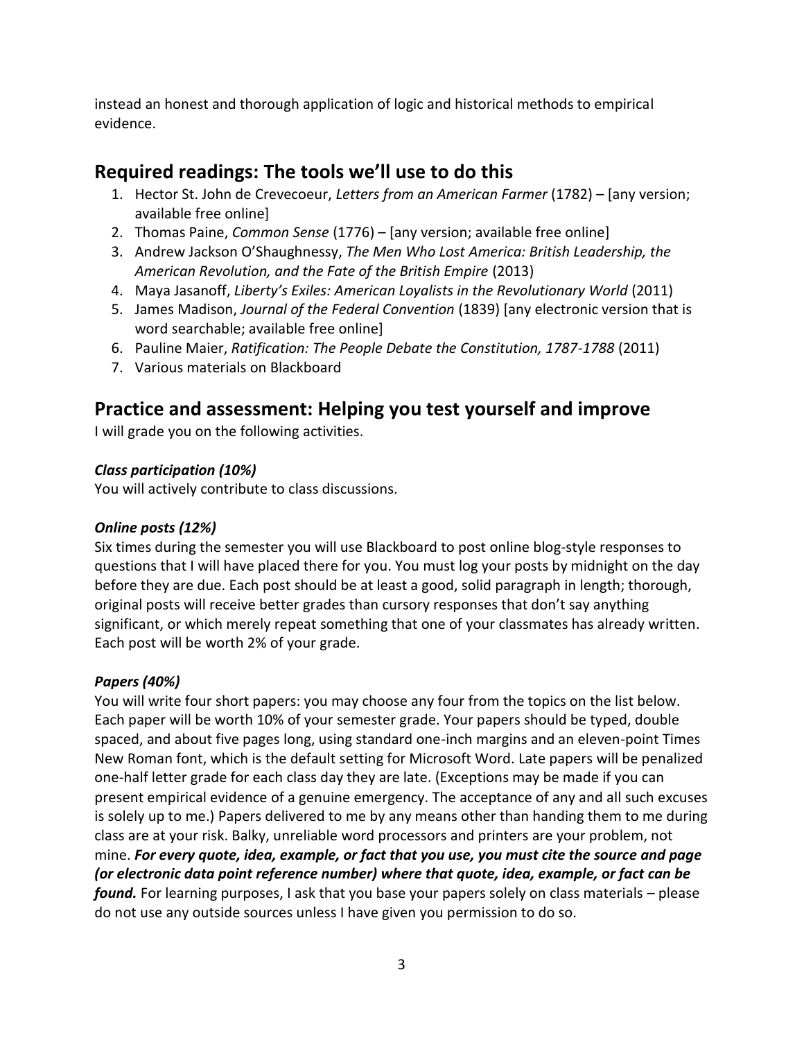instead an honest and thorough application of logic and historical methods to empirical evidence.

## Required readings: The tools we'll use to do this

1. Hector St. John de Crevecoeur, *Letters from an American Farmer* (1782) – [any version; available free online]
2. Thomas Paine, *Common Sense* (1776) – [any version; available free online]
3. Andrew Jackson O'Shaughnessy, *The Men Who Lost America: British Leadership, the American Revolution, and the Fate of the British Empire* (2013)
4. Maya Jasanoff, *Liberty's Exiles: American Loyalists in the Revolutionary World* (2011)
5. James Madison, *Journal of the Federal Convention* (1839) [any electronic version that is word searchable; available free online]
6. Pauline Maier, *Ratification: The People Debate the Constitution, 1787-1788* (2011)
7. Various materials on Blackboard

## Practice and assessment: Helping you test yourself and improve

I will grade you on the following activities.

### *Class participation (10%)*

You will actively contribute to class discussions.

### *Online posts (12%)*

Six times during the semester you will use Blackboard to post online blog-style responses to questions that I will have placed there for you. You must log your posts by midnight on the day before they are due. Each post should be at least a good, solid paragraph in length; thorough, original posts will receive better grades than cursory responses that don't say anything significant, or which merely repeat something that one of your classmates has already written. Each post will be worth 2% of your grade.

### *Papers (40%)*

You will write four short papers: you may choose any four from the topics on the list below. Each paper will be worth 10% of your semester grade. Your papers should be typed, double spaced, and about five pages long, using standard one-inch margins and an eleven-point Times New Roman font, which is the default setting for Microsoft Word. Late papers will be penalized one-half letter grade for each class day they are late. (Exceptions may be made if you can present empirical evidence of a genuine emergency. The acceptance of any and all such excuses is solely up to me.) Papers delivered to me by any means other than handing them to me during class are at your risk. Balky, unreliable word processors and printers are your problem, not mine. ***For every quote, idea, example, or fact that you use, you must cite the source and page (or electronic data point reference number) where that quote, idea, example, or fact can be found.*** For learning purposes, I ask that you base your papers solely on class materials – please do not use any outside sources unless I have given you permission to do so.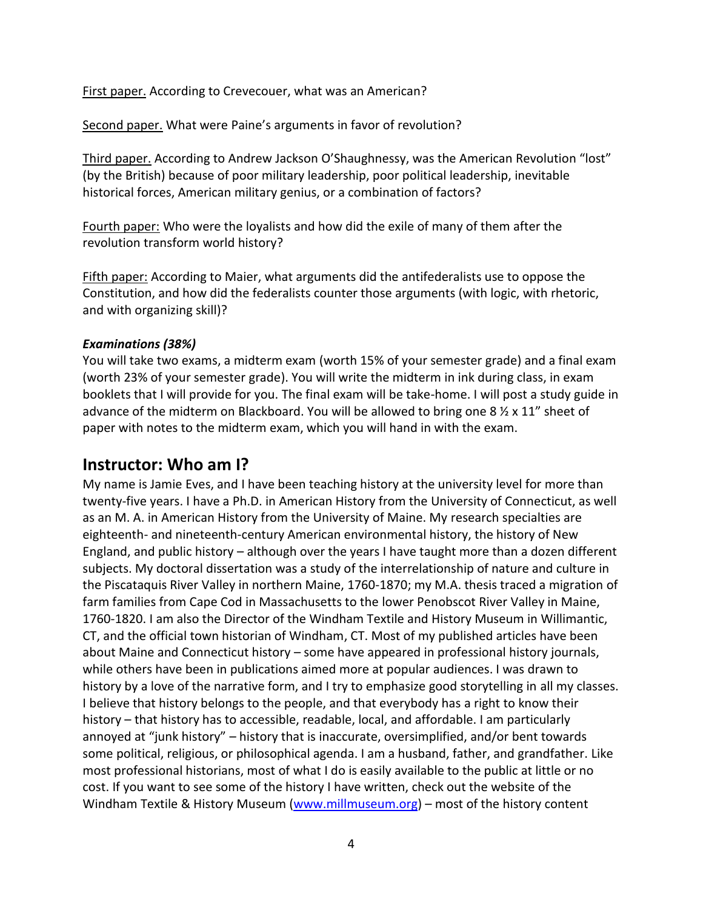<u>First paper.</u> According to Crevecouer, what was an American?

<u>Second paper.</u> What were Paine's arguments in favor of revolution?

<u>Third paper.</u> According to Andrew Jackson O'Shaughnessy, was the American Revolution "lost" (by the British) because of poor military leadership, poor political leadership, inevitable historical forces, American military genius, or a combination of factors?

<u>Fourth paper:</u> Who were the loyalists and how did the exile of many of them after the revolution transform world history?

<u>Fifth paper:</u> According to Maier, what arguments did the antifederalists use to oppose the Constitution, and how did the federalists counter those arguments (with logic, with rhetoric, and with organizing skill)?

***Examinations (38%)***

You will take two exams, a midterm exam (worth 15% of your semester grade) and a final exam (worth 23% of your semester grade). You will write the midterm in ink during class, in exam booklets that I will provide for you. The final exam will be take-home. I will post a study guide in advance of the midterm on Blackboard. You will be allowed to bring one 8 ½ x 11" sheet of paper with notes to the midterm exam, which you will hand in with the exam.

## Instructor: Who am I?

My name is Jamie Eves, and I have been teaching history at the university level for more than twenty-five years. I have a Ph.D. in American History from the University of Connecticut, as well as an M. A. in American History from the University of Maine. My research specialties are eighteenth- and nineteenth-century American environmental history, the history of New England, and public history – although over the years I have taught more than a dozen different subjects. My doctoral dissertation was a study of the interrelationship of nature and culture in the Piscataquis River Valley in northern Maine, 1760-1870; my M.A. thesis traced a migration of farm families from Cape Cod in Massachusetts to the lower Penobscot River Valley in Maine, 1760-1820. I am also the Director of the Windham Textile and History Museum in Willimantic, CT, and the official town historian of Windham, CT. Most of my published articles have been about Maine and Connecticut history – some have appeared in professional history journals, while others have been in publications aimed more at popular audiences. I was drawn to history by a love of the narrative form, and I try to emphasize good storytelling in all my classes. I believe that history belongs to the people, and that everybody has a right to know their history – that history has to accessible, readable, local, and affordable. I am particularly annoyed at "junk history" – history that is inaccurate, oversimplified, and/or bent towards some political, religious, or philosophical agenda. I am a husband, father, and grandfather. Like most professional historians, most of what I do is easily available to the public at little or no cost. If you want to see some of the history I have written, check out the website of the Windham Textile & History Museum ([www.millmuseum.org](http://www.millmuseum.org)) – most of the history content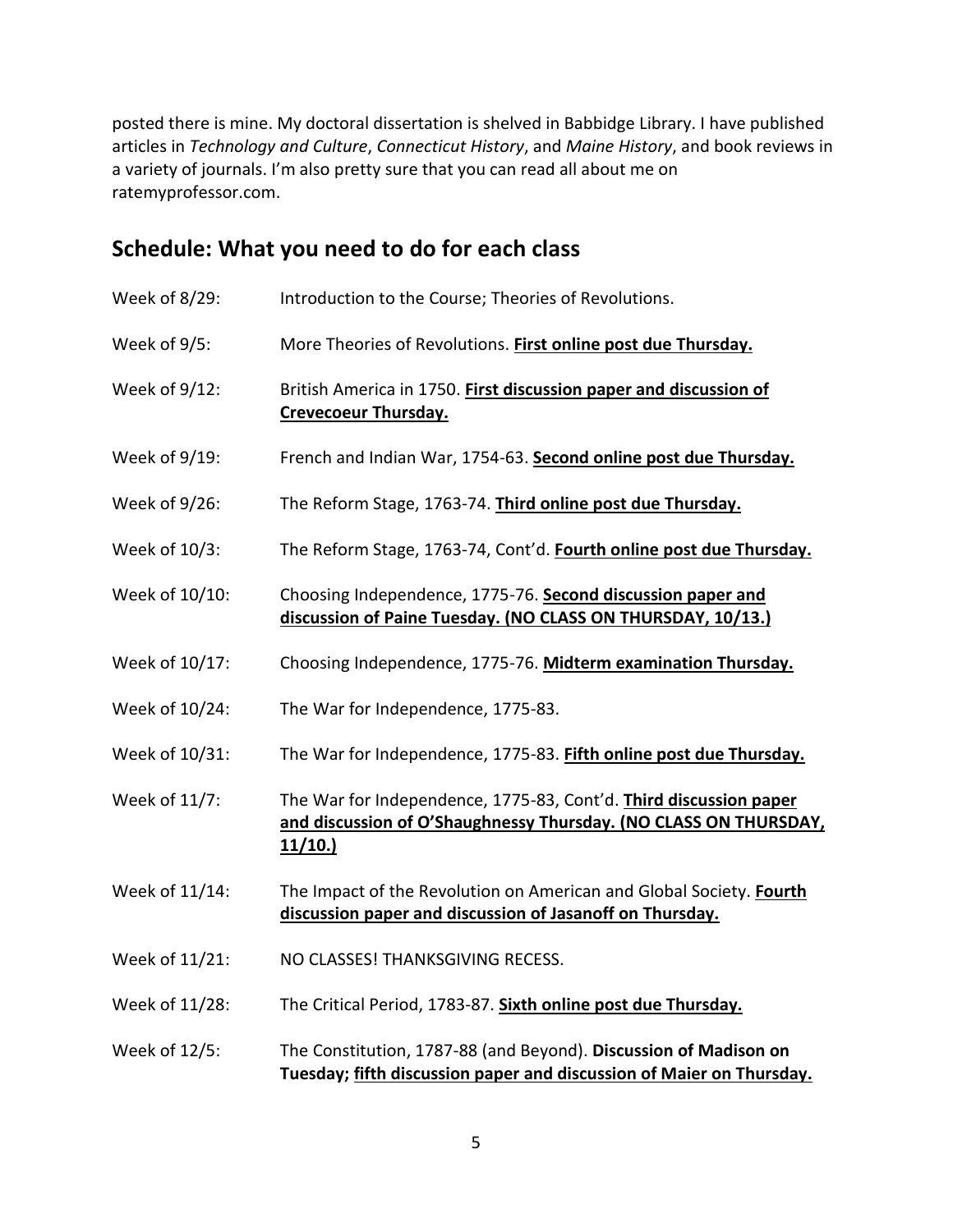posted there is mine. My doctoral dissertation is shelved in Babbidge Library. I have published articles in *Technology and Culture*, *Connecticut History*, and *Maine History*, and book reviews in a variety of journals. I'm also pretty sure that you can read all about me on ratemyprofessor.com.

## Schedule: What you need to do for each class

Week of 8/29: Introduction to the Course; Theories of Revolutions.

Week of 9/5: More Theories of Revolutions. **First online post due Thursday.**

Week of 9/12: British America in 1750. **First discussion paper and discussion of Crevecoeur Thursday.**

Week of 9/19: French and Indian War, 1754-63. **Second online post due Thursday.**

Week of 9/26: The Reform Stage, 1763-74. **Third online post due Thursday.**

Week of 10/3: The Reform Stage, 1763-74, Cont'd. **Fourth online post due Thursday.**

Week of 10/10: Choosing Independence, 1775-76. **Second discussion paper and discussion of Paine Tuesday. (NO CLASS ON THURSDAY, 10/13.)**

Week of 10/17: Choosing Independence, 1775-76. **Midterm examination Thursday.**

Week of 10/24: The War for Independence, 1775-83.

Week of 10/31: The War for Independence, 1775-83. **Fifth online post due Thursday.**

Week of 11/7: The War for Independence, 1775-83, Cont'd. **Third discussion paper and discussion of O'Shaughnessy Thursday. (NO CLASS ON THURSDAY, 11/10.)**

Week of 11/14: The Impact of the Revolution on American and Global Society. **Fourth discussion paper and discussion of Jasanoff on Thursday.**

Week of 11/21: NO CLASSES! THANKSGIVING RECESS.

Week of 11/28: The Critical Period, 1783-87. **Sixth online post due Thursday.**

Week of 12/5: The Constitution, 1787-88 (and Beyond). **Discussion of Madison on Tuesday; fifth discussion paper and discussion of Maier on Thursday.**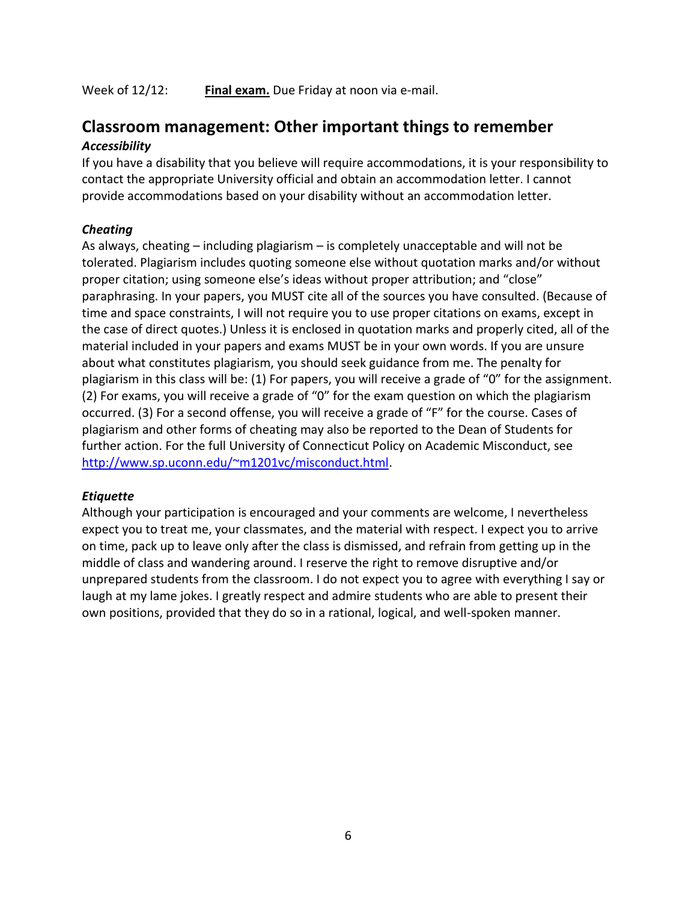Week of 12/12: **Final exam.** Due Friday at noon via e-mail.

## Classroom management: Other important things to remember

### *Accessibility*

If you have a disability that you believe will require accommodations, it is your responsibility to contact the appropriate University official and obtain an accommodation letter. I cannot provide accommodations based on your disability without an accommodation letter.

### *Cheating*

As always, cheating – including plagiarism – is completely unacceptable and will not be tolerated. Plagiarism includes quoting someone else without quotation marks and/or without proper citation; using someone else's ideas without proper attribution; and "close" paraphrasing. In your papers, you MUST cite all of the sources you have consulted. (Because of time and space constraints, I will not require you to use proper citations on exams, except in the case of direct quotes.) Unless it is enclosed in quotation marks and properly cited, all of the material included in your papers and exams MUST be in your own words. If you are unsure about what constitutes plagiarism, you should seek guidance from me. The penalty for plagiarism in this class will be: (1) For papers, you will receive a grade of "0" for the assignment. (2) For exams, you will receive a grade of "0" for the exam question on which the plagiarism occurred. (3) For a second offense, you will receive a grade of "F" for the course. Cases of plagiarism and other forms of cheating may also be reported to the Dean of Students for further action. For the full University of Connecticut Policy on Academic Misconduct, see [http://www.sp.uconn.edu/~m1201vc/misconduct.html](http://www.sp.uconn.edu/~m1201vc/misconduct.html).

### *Etiquette*

Although your participation is encouraged and your comments are welcome, I nevertheless expect you to treat me, your classmates, and the material with respect. I expect you to arrive on time, pack up to leave only after the class is dismissed, and refrain from getting up in the middle of class and wandering around. I reserve the right to remove disruptive and/or unprepared students from the classroom. I do not expect you to agree with everything I say or laugh at my lame jokes. I greatly respect and admire students who are able to present their own positions, provided that they do so in a rational, logical, and well-spoken manner.